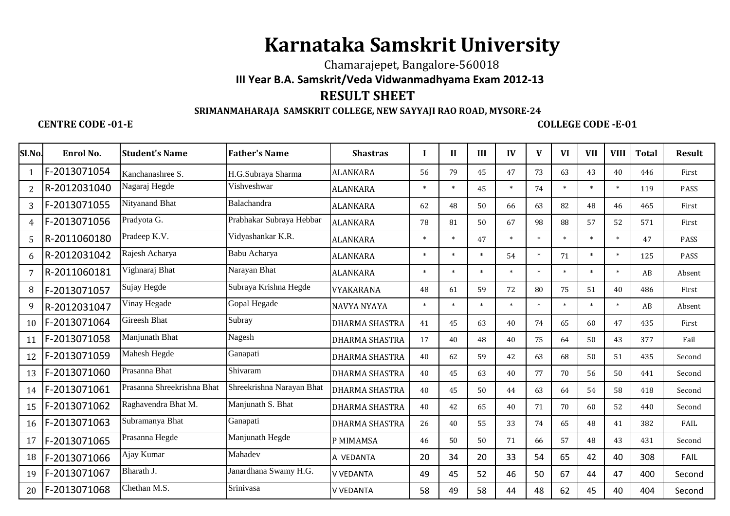# Karnataka Samskrit University

Chamarajepet, Bangalore-560018

**III Year B.A. Samskrit/Veda Vidwanmadhyama Exam 2012-13**

## RESULT SHEET

**SRIMANMAHARAJA SAMSKRIT COLLEGE, NEW SAYYAJI RAO ROAD, MYSORE-24**

**CENTRE CODE -01-E** **COLLEGE CODE -E-01**

| Sl.No. | Enrol No. | Student's Name | Father's Name | Shastras | I | II | III | IV | V | VI | VII | VIII | Total | Result |
|---|---|---|---|---|---|---|---|---|---|---|---|---|---|---|
| 1 | F-2013071054 | Kanchanashree S. | H.G.Subraya Sharma | ALANKARA | 56 | 79 | 45 | 47 | 73 | 63 | 43 | 40 | 446 | First |
| 2 | R-2012031040 | Nagaraj Hegde | Vishveshwar | ALANKARA | * | * | 45 | * | 74 | * | * | * | 119 | PASS |
| 3 | F-2013071055 | Nityanand Bhat | Balachandra | ALANKARA | 62 | 48 | 50 | 66 | 63 | 82 | 48 | 46 | 465 | First |
| 4 | F-2013071056 | Pradyota G. | Prabhakar Subraya Hebbar | ALANKARA | 78 | 81 | 50 | 67 | 98 | 88 | 57 | 52 | 571 | First |
| 5 | R-2011060180 | Pradeep K.V. | Vidyashankar K.R. | ALANKARA | * | * | 47 | * | * | * | * | * | 47 | PASS |
| 6 | R-2012031042 | Rajesh Acharya | Babu Acharya | ALANKARA | * | * | * | 54 | * | 71 | * | * | 125 | PASS |
| 7 | R-2011060181 | Vighnaraj Bhat | Narayan Bhat | ALANKARA | * | * | * | * | * | * | * | * | AB | Absent |
| 8 | F-2013071057 | Sujay Hegde | Subraya Krishna Hegde | VYAKARANA | 48 | 61 | 59 | 72 | 80 | 75 | 51 | 40 | 486 | First |
| 9 | R-2012031047 | Vinay Hegade | Gopal Hegade | NAVYA NYAYA | * | * | * | * | * | * | * | * | AB | Absent |
| 10 | F-2013071064 | Gireesh Bhat | Subray | DHARMA SHASTRA | 41 | 45 | 63 | 40 | 74 | 65 | 60 | 47 | 435 | First |
| 11 | F-2013071058 | Manjunath Bhat | Nagesh | DHARMA SHASTRA | 17 | 40 | 48 | 40 | 75 | 64 | 50 | 43 | 377 | Fail |
| 12 | F-2013071059 | Mahesh Hegde | Ganapati | DHARMA SHASTRA | 40 | 62 | 59 | 42 | 63 | 68 | 50 | 51 | 435 | Second |
| 13 | F-2013071060 | Prasanna Bhat | Shivaram | DHARMA SHASTRA | 40 | 45 | 63 | 40 | 77 | 70 | 56 | 50 | 441 | Second |
| 14 | F-2013071061 | Prasanna Shreekrishna Bhat | Shreekrishna Narayan Bhat | DHARMA SHASTRA | 40 | 45 | 50 | 44 | 63 | 64 | 54 | 58 | 418 | Second |
| 15 | F-2013071062 | Raghavendra Bhat M. | Manjunath S. Bhat | DHARMA SHASTRA | 40 | 42 | 65 | 40 | 71 | 70 | 60 | 52 | 440 | Second |
| 16 | F-2013071063 | Subramanya Bhat | Ganapati | DHARMA SHASTRA | 26 | 40 | 55 | 33 | 74 | 65 | 48 | 41 | 382 | FAIL |
| 17 | F-2013071065 | Prasanna Hegde | Manjunath Hegde | P MIMAMSA | 46 | 50 | 50 | 71 | 66 | 57 | 48 | 43 | 431 | Second |
| 18 | F-2013071066 | Ajay Kumar | Mahadev | A VEDANTA | 20 | 34 | 20 | 33 | 54 | 65 | 42 | 40 | 308 | FAIL |
| 19 | F-2013071067 | Bharath J. | Janardhana Swamy H.G. | V VEDANTA | 49 | 45 | 52 | 46 | 50 | 67 | 44 | 47 | 400 | Second |
| 20 | F-2013071068 | Chethan M.S. | Srinivasa | V VEDANTA | 58 | 49 | 58 | 44 | 48 | 62 | 45 | 40 | 404 | Second |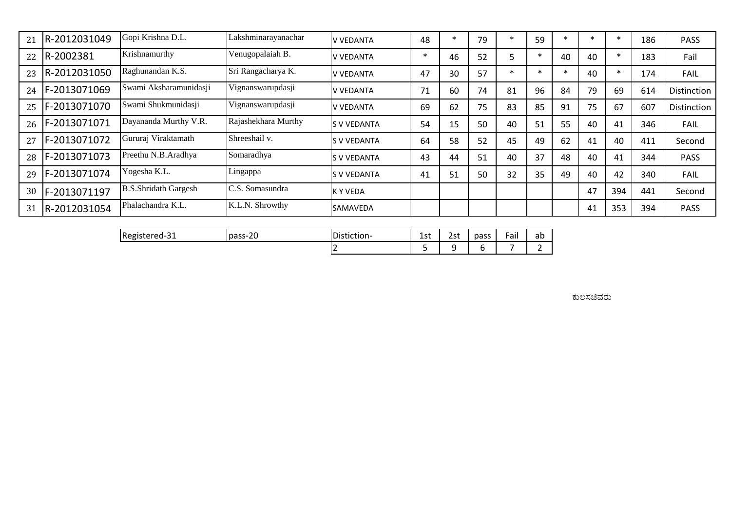| | | | | | | | | | | | | | | |
|---|---|---|---|---|---|---|---|---|---|---|---|---|---|---|
| 21 | R-2012031049 | Gopi Krishna D.L. | Lakshminarayanachar | V VEDANTA | 48 | * | 79 | * | 59 | * | * | * | 186 | PASS |
| 22 | R-2002381 | Krishnamurthy | Venugopalaiah B. | V VEDANTA | * | 46 | 52 | 5 | * | 40 | 40 | * | 183 | Fail |
| 23 | R-2012031050 | Raghunandan K.S. | Sri Rangacharya K. | V VEDANTA | 47 | 30 | 57 | * | * | * | 40 | * | 174 | FAIL |
| 24 | F-2013071069 | Swami Aksharamunidasji | Vignanswarupdasji | V VEDANTA | 71 | 60 | 74 | 81 | 96 | 84 | 79 | 69 | 614 | Distinction |
| 25 | F-2013071070 | Swami Shukmunidasji | Vignanswarupdasji | V VEDANTA | 69 | 62 | 75 | 83 | 85 | 91 | 75 | 67 | 607 | Distinction |
| 26 | F-2013071071 | Dayananda Murthy V.R. | Rajashekhara Murthy | S V VEDANTA | 54 | 15 | 50 | 40 | 51 | 55 | 40 | 41 | 346 | FAIL |
| 27 | F-2013071072 | Gururaj Viraktamath | Shreeshail v. | S V VEDANTA | 64 | 58 | 52 | 45 | 49 | 62 | 41 | 40 | 411 | Second |
| 28 | F-2013071073 | Preethu N.B.Aradhya | Somaradhya | S V VEDANTA | 43 | 44 | 51 | 40 | 37 | 48 | 40 | 41 | 344 | PASS |
| 29 | F-2013071074 | Yogesha K.L. | Lingappa | S V VEDANTA | 41 | 51 | 50 | 32 | 35 | 49 | 40 | 42 | 340 | FAIL |
| 30 | F-2013071197 | B.S.Shridath Gargesh | C.S. Somasundra | K Y VEDA | | | | | | | 47 | 394 | 441 | Second |
| 31 | R-2012031054 | Phalachandra K.L. | K.L.N. Shrowthy | SAMAVEDA | | | | | | | 41 | 353 | 394 | PASS |

| Registered-31 | pass-20 | Distiction- | 1st | 2st | pass | Fail | ab |
|---|---|---|---|---|---|---|---|
| | | 2 | 5 | 9 | 6 | 7 | 2 |

ಕುಲಸಚಿವರು